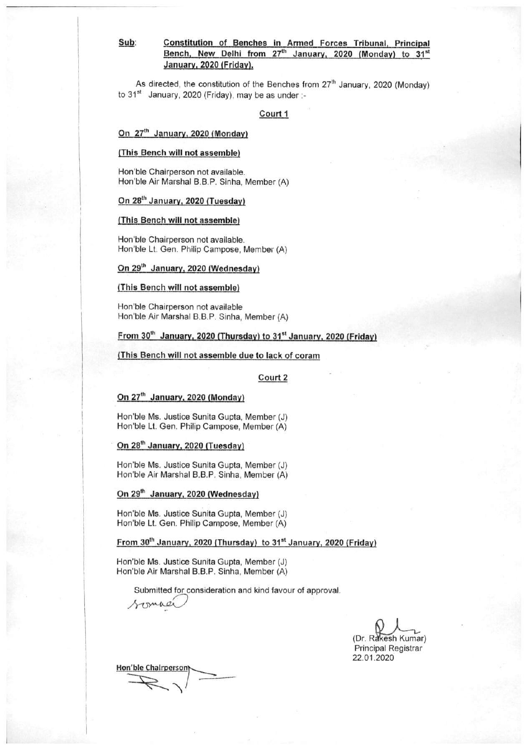**Sub**: **Constitution of Benches in Armed Forces Tribunal, Principal Bench, New Delhi from 27th January, 2020 (Monday) to 31st January, 2020 (Friday).**

As directed, the constitution of the Benches from 27th January, 2020 (Monday) to 31st January, 2020 (Friday), may be as under :-

**Court 1**

**On 27th January, 2020 (Monday)**

**(This Bench will not assemble)**

Hon'ble Chairperson not available.
Hon'ble Air Marshal B.B.P. Sinha, Member (A)

**On 28th January, 2020 (Tuesday)**

**(This Bench will not assemble)**

Hon'ble Chairperson not available.
Hon'ble Lt. Gen. Philip Campose, Member (A)

**On 29th January, 2020 (Wednesday)**

**(This Bench will not assemble)**

Hon'ble Chairperson not available
Hon'ble Air Marshal B.B.P. Sinha, Member (A)

**From 30th January, 2020 (Thursday) to 31st January, 2020 (Friday)**

**(This Bench will not assemble due to lack of coram**

**Court 2**

**On 27th January, 2020 (Monday)**

Hon'ble Ms. Justice Sunita Gupta, Member (J)
Hon'ble Lt. Gen. Philip Campose, Member (A)

**On 28th January, 2020 (Tuesday)**

Hon'ble Ms. Justice Sunita Gupta, Member (J)
Hon'ble Air Marshal B.B.P. Sinha, Member (A)

**On 29th January, 2020 (Wednesday)**

Hon'ble Ms. Justice Sunita Gupta, Member (J)
Hon'ble Lt. Gen. Philip Campose, Member (A)

**From 30th January, 2020 (Thursday) to 31st January, 2020 (Friday)**

Hon'ble Ms. Justice Sunita Gupta, Member (J)
Hon'ble Air Marshal B.B.P. Sinha, Member (A)

Submitted for consideration and kind favour of approval.

(Dr. Rakesh Kumar)
Principal Registrar
22.01.2020

**Hon'ble Chairperson**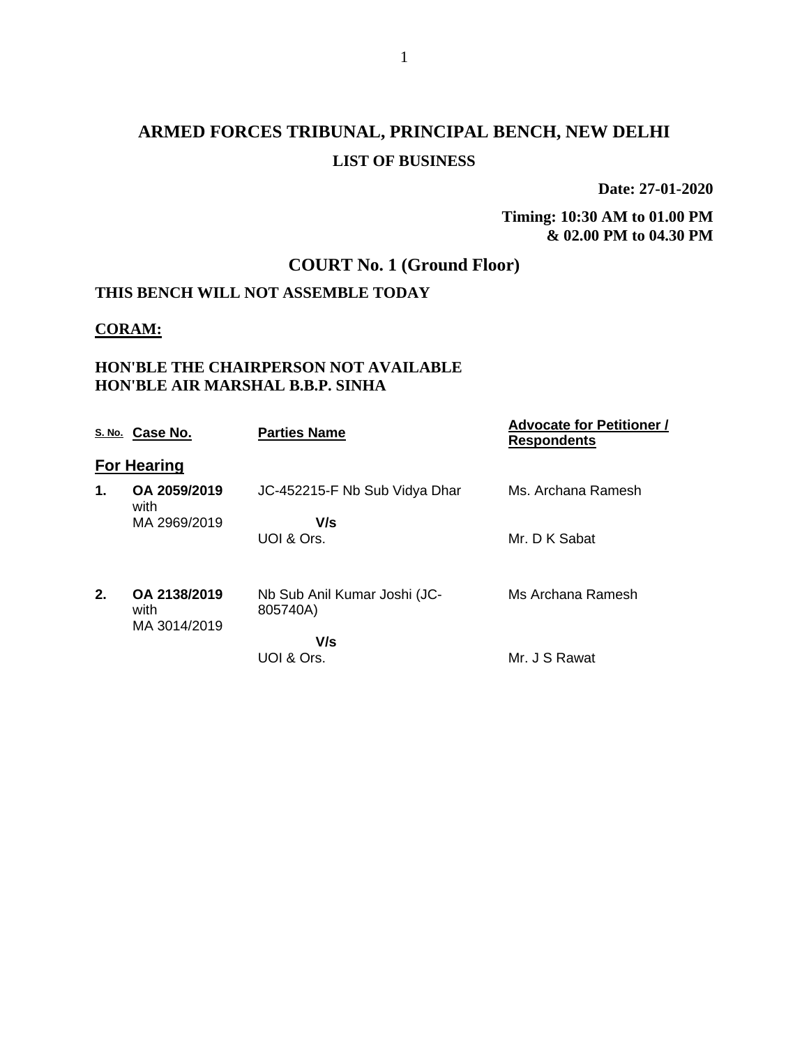# ARMED FORCES TRIBUNAL, PRINCIPAL BENCH, NEW DELHI

## LIST OF BUSINESS

**Date: 27-01-2020**

**Timing: 10:30 AM to 01.00 PM**
**& 02.00 PM to 04.30 PM**

## COURT No. 1 (Ground Floor)

**THIS BENCH WILL NOT ASSEMBLE TODAY**

**CORAM:**

**HON'BLE THE CHAIRPERSON NOT AVAILABLE**
**HON'BLE AIR MARSHAL B.B.P. SINHA**

| S. No. | Case No. | Parties Name | Advocate for Petitioner / Respondents |
|---|---|---|---|
| **For Hearing** | | | |
| **1.** | **OA 2059/2019** with MA 2969/2019 | JC-452215-F Nb Sub Vidya Dhar **V/s** UOI & Ors. | Ms. Archana Ramesh<br>Mr. D K Sabat |
| **2.** | **OA 2138/2019** with MA 3014/2019 | Nb Sub Anil Kumar Joshi (JC-805740A) **V/s** UOI & Ors. | Ms Archana Ramesh<br>Mr. J S Rawat |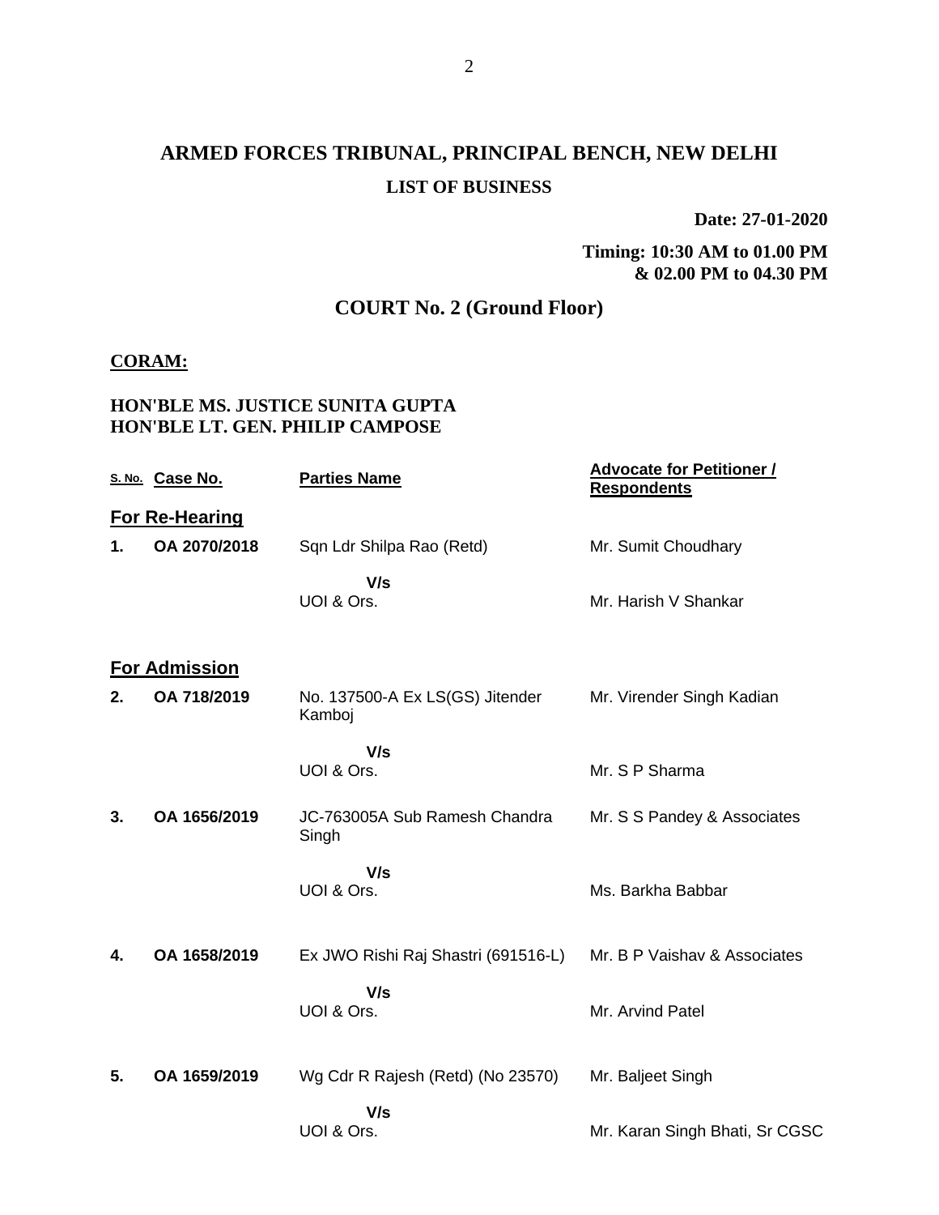# ARMED FORCES TRIBUNAL, PRINCIPAL BENCH, NEW DELHI

**LIST OF BUSINESS**

**Date: 27-01-2020**

**Timing: 10:30 AM to 01.00 PM & 02.00 PM to 04.30 PM**

## COURT No. 2 (Ground Floor)

**CORAM:**

**HON'BLE MS. JUSTICE SUNITA GUPTA**
**HON'BLE LT. GEN. PHILIP CAMPOSE**

| S. No. | Case No. | Parties Name | Advocate for Petitioner / Respondents |
|---|---|---|---|
| **For Re-Hearing** | | | |
| **1.** | **OA 2070/2018** | Sqn Ldr Shilpa Rao (Retd) | Mr. Sumit Choudhary |
| | | **V/s** UOI & Ors. | Mr. Harish V Shankar |
| **For Admission** | | | |
| **2.** | **OA 718/2019** | No. 137500-A Ex LS(GS) Jitender Kamboj | Mr. Virender Singh Kadian |
| | | **V/s** UOI & Ors. | Mr. S P Sharma |
| **3.** | **OA 1656/2019** | JC-763005A Sub Ramesh Chandra Singh | Mr. S S Pandey & Associates |
| | | **V/s** UOI & Ors. | Ms. Barkha Babbar |
| **4.** | **OA 1658/2019** | Ex JWO Rishi Raj Shastri (691516-L) | Mr. B P Vaishav & Associates |
| | | **V/s** UOI & Ors. | Mr. Arvind Patel |
| **5.** | **OA 1659/2019** | Wg Cdr R Rajesh (Retd) (No 23570) | Mr. Baljeet Singh |
| | | **V/s** UOI & Ors. | Mr. Karan Singh Bhati, Sr CGSC |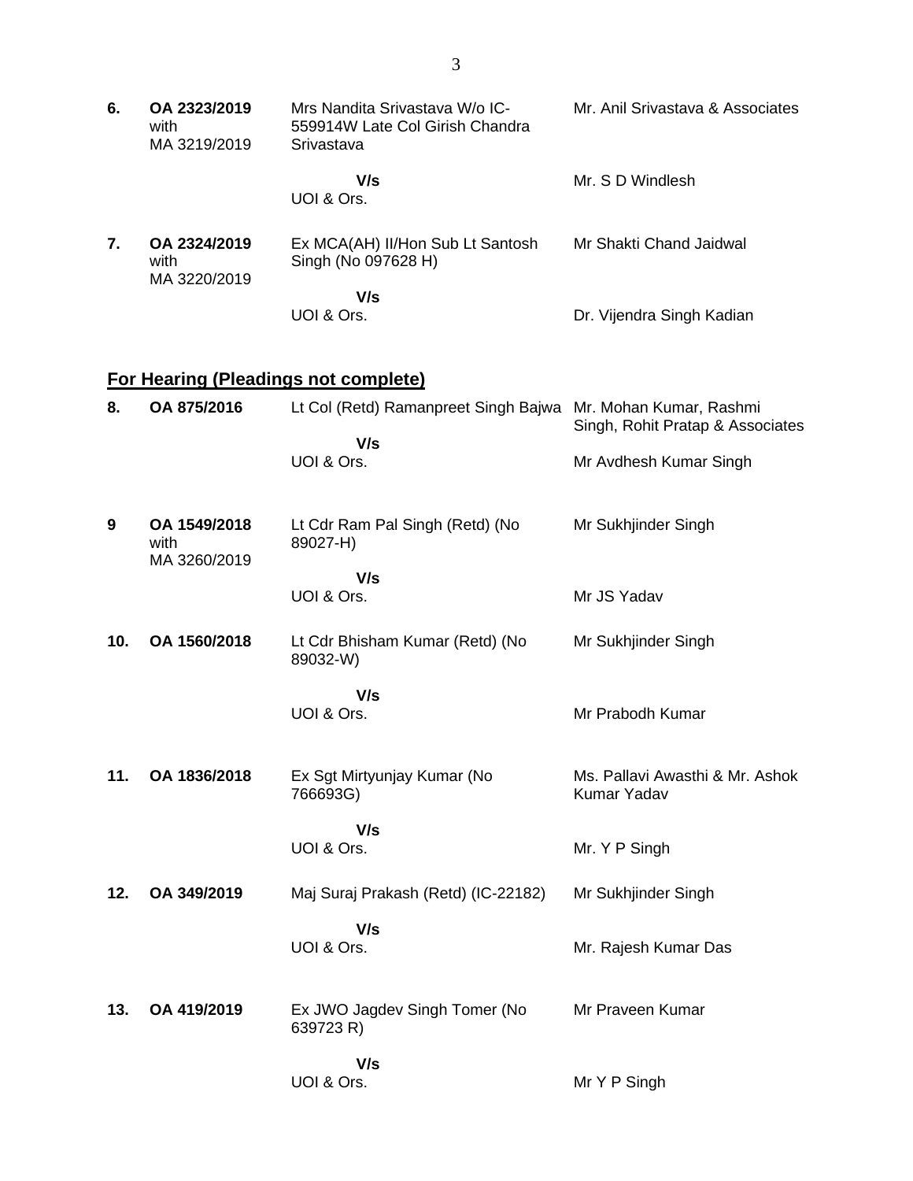| | | | |
|---|---|---|---|
| **6.** | **OA 2323/2019** with MA 3219/2019 | Mrs Nandita Srivastava W/o IC-559914W Late Col Girish Chandra Srivastava | Mr. Anil Srivastava & Associates |
| | | **V/s** UOI & Ors. | Mr. S D Windlesh |
| **7.** | **OA 2324/2019** with MA 3220/2019 | Ex MCA(AH) II/Hon Sub Lt Santosh Singh (No 097628 H) | Mr Shakti Chand Jaidwal |
| | | **V/s** UOI & Ors. | Dr. Vijendra Singh Kadian |

## **For Hearing (Pleadings not complete)**

| | | | |
|---|---|---|---|
| **8.** | **OA 875/2016** | Lt Col (Retd) Ramanpreet Singh Bajwa | Mr. Mohan Kumar, Rashmi Singh, Rohit Pratap & Associates |
| | | **V/s** UOI & Ors. | Mr Avdhesh Kumar Singh |
| **9** | **OA 1549/2018** with MA 3260/2019 | Lt Cdr Ram Pal Singh (Retd) (No 89027-H) | Mr Sukhjinder Singh |
| | | **V/s** UOI & Ors. | Mr JS Yadav |
| **10.** | **OA 1560/2018** | Lt Cdr Bhisham Kumar (Retd) (No 89032-W) | Mr Sukhjinder Singh |
| | | **V/s** UOI & Ors. | Mr Prabodh Kumar |
| **11.** | **OA 1836/2018** | Ex Sgt Mirtyunjay Kumar (No 766693G) | Ms. Pallavi Awasthi & Mr. Ashok Kumar Yadav |
| | | **V/s** UOI & Ors. | Mr. Y P Singh |
| **12.** | **OA 349/2019** | Maj Suraj Prakash (Retd) (IC-22182) | Mr Sukhjinder Singh |
| | | **V/s** UOI & Ors. | Mr. Rajesh Kumar Das |
| **13.** | **OA 419/2019** | Ex JWO Jagdev Singh Tomer (No 639723 R) | Mr Praveen Kumar |
| | | **V/s** UOI & Ors. | Mr Y P Singh |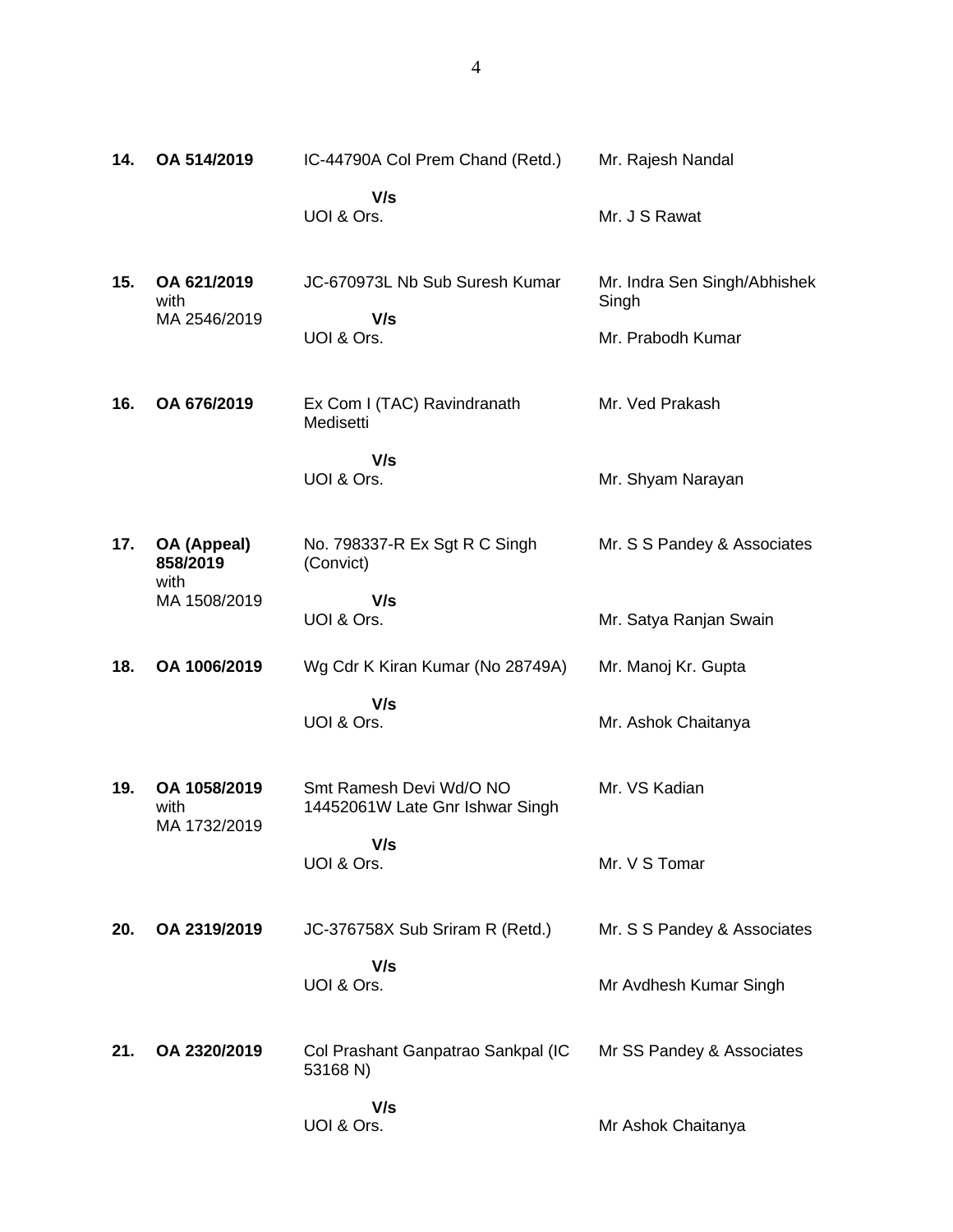| | | | |
|---|---|---|---|
| **14.** | **OA 514/2019** | IC-44790A Col Prem Chand (Retd.)<br><br>**V/s**<br>UOI & Ors. | Mr. Rajesh Nandal<br><br>Mr. J S Rawat |
| **15.** | **OA 621/2019** with MA 2546/2019 | JC-670973L Nb Sub Suresh Kumar<br><br>**V/s**<br>UOI & Ors. | Mr. Indra Sen Singh/Abhishek Singh<br><br>Mr. Prabodh Kumar |
| **16.** | **OA 676/2019** | Ex Com I (TAC) Ravindranath Medisetti<br><br>**V/s**<br>UOI & Ors. | Mr. Ved Prakash<br><br>Mr. Shyam Narayan |
| **17.** | **OA (Appeal) 858/2019** with MA 1508/2019 | No. 798337-R Ex Sgt R C Singh (Convict)<br><br>**V/s**<br>UOI & Ors. | Mr. S S Pandey & Associates<br><br>Mr. Satya Ranjan Swain |
| **18.** | **OA 1006/2019** | Wg Cdr K Kiran Kumar (No 28749A)<br><br>**V/s**<br>UOI & Ors. | Mr. Manoj Kr. Gupta<br><br>Mr. Ashok Chaitanya |
| **19.** | **OA 1058/2019** with MA 1732/2019 | Smt Ramesh Devi Wd/O NO 14452061W Late Gnr Ishwar Singh<br><br>**V/s**<br>UOI & Ors. | Mr. VS Kadian<br><br>Mr. V S Tomar |
| **20.** | **OA 2319/2019** | JC-376758X Sub Sriram R (Retd.)<br><br>**V/s**<br>UOI & Ors. | Mr. S S Pandey & Associates<br><br>Mr Avdhesh Kumar Singh |
| **21.** | **OA 2320/2019** | Col Prashant Ganpatrao Sankpal (IC 53168 N)<br><br>**V/s**<br>UOI & Ors. | Mr SS Pandey & Associates<br><br>Mr Ashok Chaitanya |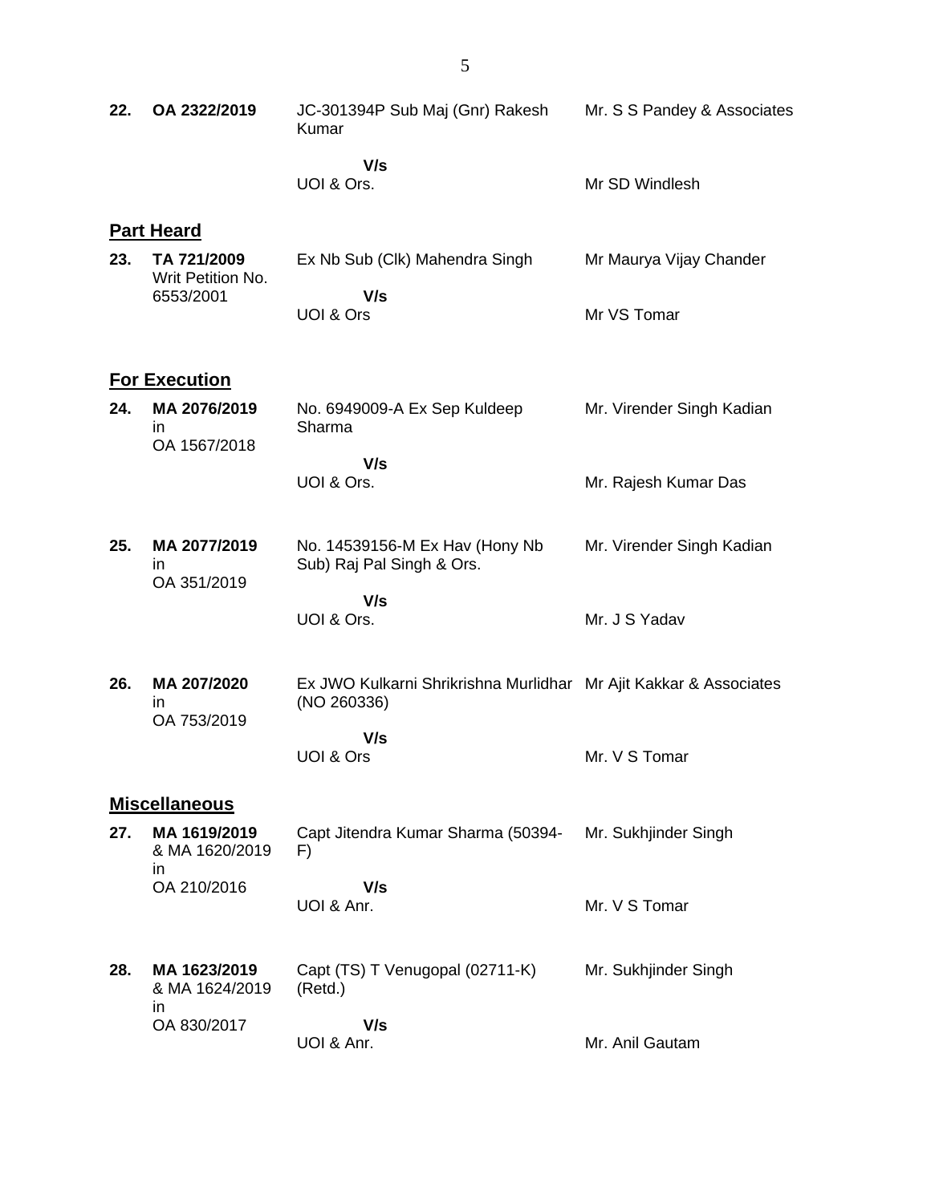| | | | |
|---|---|---|---|
| **22.** | **OA 2322/2019** | JC-301394P Sub Maj (Gnr) Rakesh Kumar | Mr. S S Pandey & Associates |
| | | **V/s** | |
| | | UOI & Ors. | Mr SD Windlesh |

**Part Heard**

| | | | |
|---|---|---|---|
| **23.** | **TA 721/2009** Writ Petition No. 6553/2001 | Ex Nb Sub (Clk) Mahendra Singh | Mr Maurya Vijay Chander |
| | | **V/s** | |
| | | UOI & Ors | Mr VS Tomar |

**For Execution**

| | | | |
|---|---|---|---|
| **24.** | **MA 2076/2019** in OA 1567/2018 | No. 6949009-A Ex Sep Kuldeep Sharma | Mr. Virender Singh Kadian |
| | | **V/s** | |
| | | UOI & Ors. | Mr. Rajesh Kumar Das |
| **25.** | **MA 2077/2019** in OA 351/2019 | No. 14539156-M Ex Hav (Hony Nb Sub) Raj Pal Singh & Ors. | Mr. Virender Singh Kadian |
| | | **V/s** | |
| | | UOI & Ors. | Mr. J S Yadav |
| **26.** | **MA 207/2020** in OA 753/2019 | Ex JWO Kulkarni Shrikrishna Murlidhar (NO 260336) | Mr Ajit Kakkar & Associates |
| | | **V/s** | |
| | | UOI & Ors | Mr. V S Tomar |

**Miscellaneous**

| | | | |
|---|---|---|---|
| **27.** | **MA 1619/2019** & MA 1620/2019 in OA 210/2016 | Capt Jitendra Kumar Sharma (50394-F) | Mr. Sukhjinder Singh |
| | | **V/s** | |
| | | UOI & Anr. | Mr. V S Tomar |
| **28.** | **MA 1623/2019** & MA 1624/2019 in OA 830/2017 | Capt (TS) T Venugopal (02711-K) (Retd.) | Mr. Sukhjinder Singh |
| | | **V/s** | |
| | | UOI & Anr. | Mr. Anil Gautam |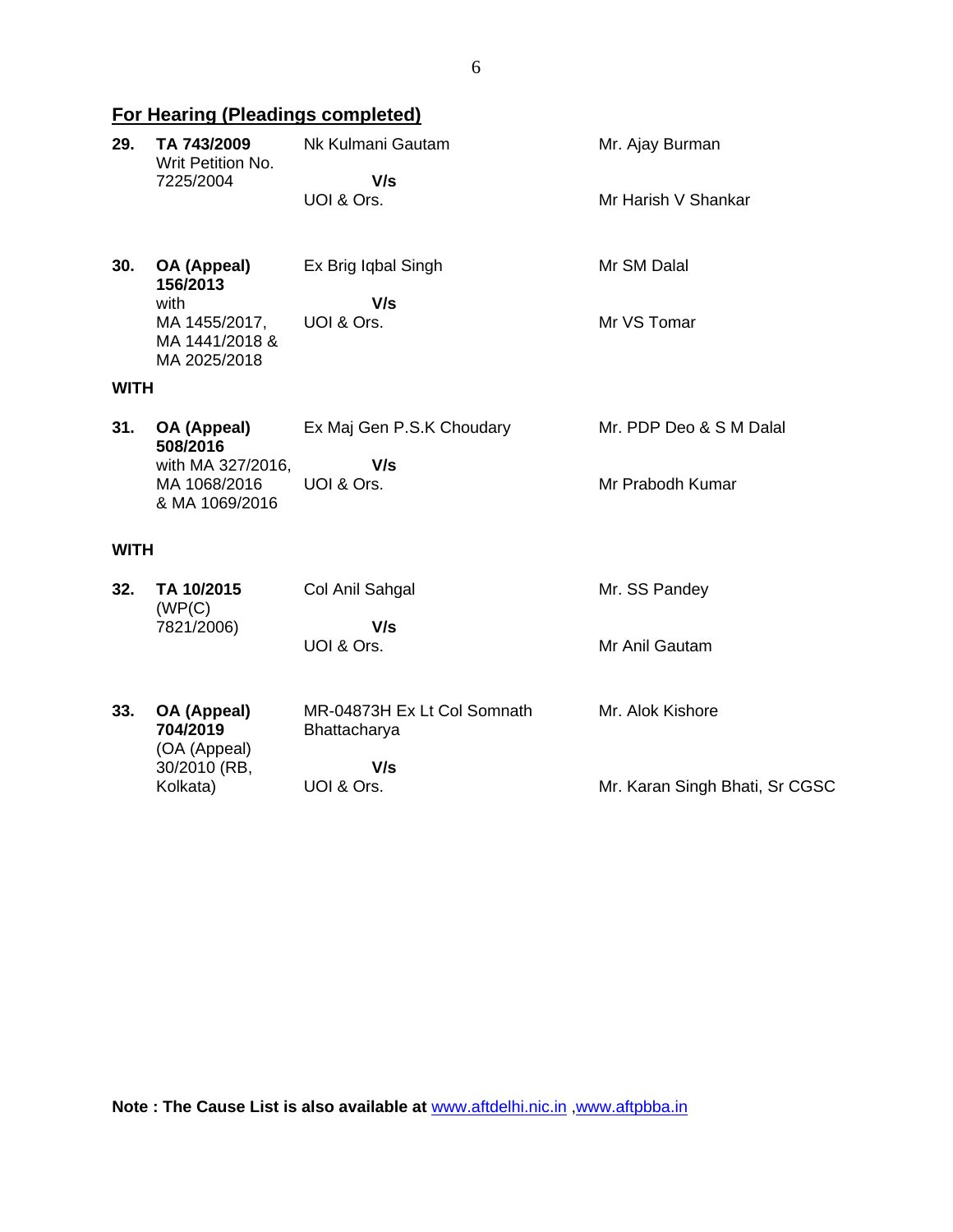## For Hearing (Pleadings completed)

| | | | |
|---|---|---|---|
| **29.** | **TA 743/2009** Writ Petition No. 7225/2004 | Nk Kulmani Gautam **V/s** UOI & Ors. | Mr. Ajay Burman<br>Mr Harish V Shankar |
| **30.** | **OA (Appeal) 156/2013** with MA 1455/2017, MA 1441/2018 & MA 2025/2018 | Ex Brig Iqbal Singh **V/s** UOI & Ors. | Mr SM Dalal<br>Mr VS Tomar |

**WITH**

| | | | |
|---|---|---|---|
| **31.** | **OA (Appeal) 508/2016** with MA 327/2016, MA 1068/2016 & MA 1069/2016 | Ex Maj Gen P.S.K Choudary **V/s** UOI & Ors. | Mr. PDP Deo & S M Dalal<br>Mr Prabodh Kumar |

**WITH**

| | | | |
|---|---|---|---|
| **32.** | **TA 10/2015** (WP(C) 7821/2006) | Col Anil Sahgal **V/s** UOI & Ors. | Mr. SS Pandey<br>Mr Anil Gautam |
| **33.** | **OA (Appeal) 704/2019** (OA (Appeal) 30/2010 (RB, Kolkata) | MR-04873H Ex Lt Col Somnath Bhattacharya **V/s** UOI & Ors. | Mr. Alok Kishore<br>Mr. Karan Singh Bhati, Sr CGSC |

**Note : The Cause List is also available at** www.aftdelhi.nic.in ,www.aftpbba.in